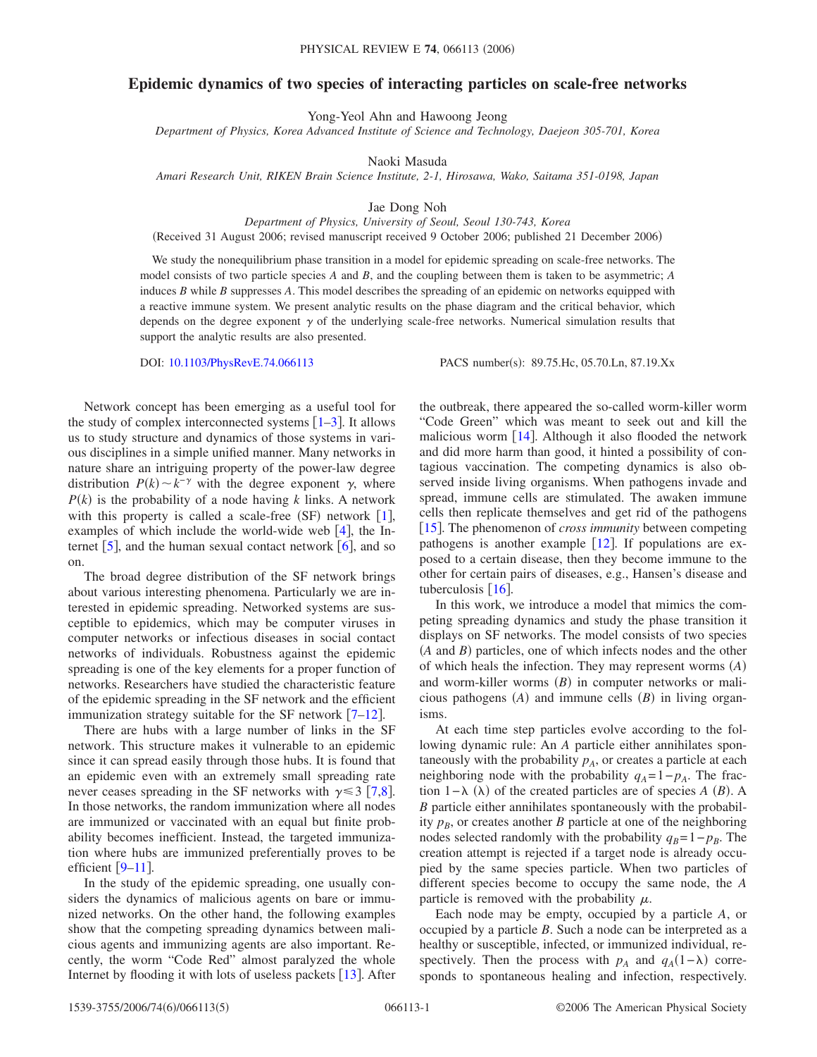# Epidemic dynamics of two species of interacting particles on scale-free networks

Yong-Yeol Ahn and Hawoong Jeong

*Department of Physics, Korea Advanced Institute of Science and Technology, Daejeon 305-701, Korea*

Naoki Masuda

*Amari Research Unit, RIKEN Brain Science Institute, 2-1, Hirosawa, Wako, Saitama 351-0198, Japan*

Jae Dong Noh

*Department of Physics, University of Seoul, Seoul 130-743, Korea*

(Received 31 August 2006; revised manuscript received 9 October 2006; published 21 December 2006)

We study the nonequilibrium phase transition in a model for epidemic spreading on scale-free networks. The model consists of two particle species $A$ and $B$, and the coupling between them is taken to be asymmetric; $A$ induces $B$ while $B$ suppresses $A$. This model describes the spreading of an epidemic on networks equipped with a reactive immune system. We present analytic results on the phase diagram and the critical behavior, which depends on the degree exponent $\gamma$ of the underlying scale-free networks. Numerical simulation results that support the analytic results are also presented.

DOI: 10.1103/PhysRevE.74.066113 PACS number(s): 89.75.Hc, 05.70.Ln, 87.19.Xx

Network concept has been emerging as a useful tool for the study of complex interconnected systems [1–3]. It allows us to study structure and dynamics of those systems in various disciplines in a simple unified manner. Many networks in nature share an intriguing property of the power-law degree distribution $P(k) \sim k^{-\gamma}$ with the degree exponent $\gamma$, where $P(k)$ is the probability of a node having $k$ links. A network with this property is called a scale-free (SF) network [1], examples of which include the world-wide web [4], the Internet [5], and the human sexual contact network [6], and so on.

The broad degree distribution of the SF network brings about various interesting phenomena. Particularly we are interested in epidemic spreading. Networked systems are susceptible to epidemics, which may be computer viruses in computer networks or infectious diseases in social contact networks of individuals. Robustness against the epidemic spreading is one of the key elements for a proper function of networks. Researchers have studied the characteristic feature of the epidemic spreading in the SF network and the efficient immunization strategy suitable for the SF network [7–12].

There are hubs with a large number of links in the SF network. This structure makes it vulnerable to an epidemic since it can spread easily through those hubs. It is found that an epidemic even with an extremely small spreading rate never ceases spreading in the SF networks with $\gamma \leq 3$ [7,8]. In those networks, the random immunization where all nodes are immunized or vaccinated with an equal but finite probability becomes inefficient. Instead, the targeted immunization where hubs are immunized preferentially proves to be efficient [9–11].

In the study of the epidemic spreading, one usually considers the dynamics of malicious agents on bare or immunized networks. On the other hand, the following examples show that the competing spreading dynamics between malicious agents and immunizing agents are also important. Recently, the worm "Code Red" almost paralyzed the whole Internet by flooding it with lots of useless packets [13]. After the outbreak, there appeared the so-called worm-killer worm "Code Green" which was meant to seek out and kill the malicious worm [14]. Although it also flooded the network and did more harm than good, it hinted a possibility of contagious vaccination. The competing dynamics is also observed inside living organisms. When pathogens invade and spread, immune cells are stimulated. The awaken immune cells then replicate themselves and get rid of the pathogens [15]. The phenomenon of *cross immunity* between competing pathogens is another example [12]. If populations are exposed to a certain disease, then they become immune to the other for certain pairs of diseases, e.g., Hansen's disease and tuberculosis [16].

In this work, we introduce a model that mimics the competing spreading dynamics and study the phase transition it displays on SF networks. The model consists of two species ($A$ and $B$) particles, one of which infects nodes and the other of which heals the infection. They may represent worms ($A$) and worm-killer worms ($B$) in computer networks or malicious pathogens ($A$) and immune cells ($B$) in living organisms.

At each time step particles evolve according to the following dynamic rule: An $A$ particle either annihilates spontaneously with the probability $p_A$, or creates a particle at each neighboring node with the probability $q_A = 1 - p_A$. The fraction $1-\lambda$ ($\lambda$) of the created particles are of species $A$ ($B$). A $B$ particle either annihilates spontaneously with the probability $p_B$, or creates another $B$ particle at one of the neighboring nodes selected randomly with the probability $q_B = 1 - p_B$. The creation attempt is rejected if a target node is already occupied by the same species particle. When two particles of different species become to occupy the same node, the $A$ particle is removed with the probability $\mu$.

Each node may be empty, occupied by a particle $A$, or occupied by a particle $B$. Such a node can be interpreted as a healthy or susceptible, infected, or immunized individual, respectively. Then the process with $p_A$ and $q_A(1-\lambda)$ corresponds to spontaneous healing and infection, respectively.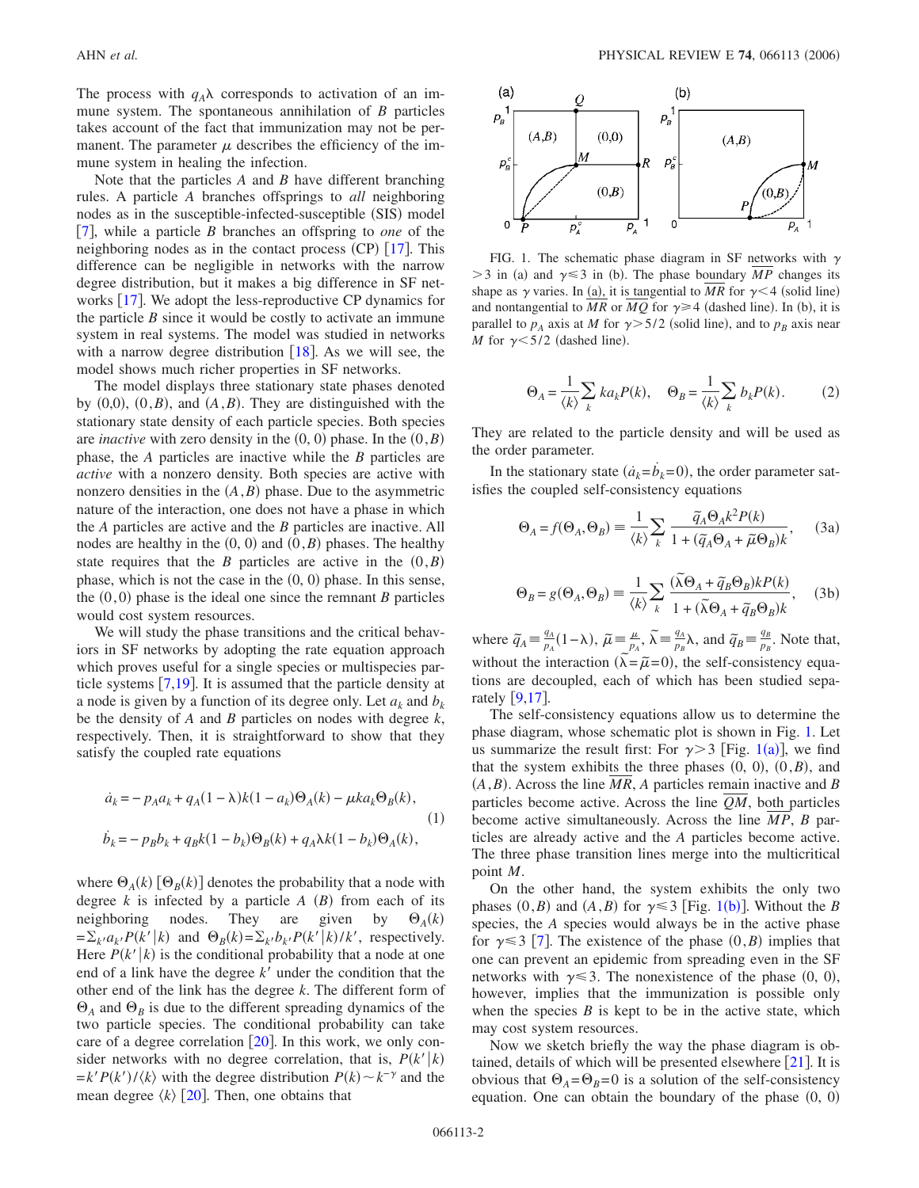The process with $q_A\lambda$ corresponds to activation of an immune system. The spontaneous annihilation of $B$ particles takes account of the fact that immunization may not be permanent. The parameter $\mu$ describes the efficiency of the immune system in healing the infection.

Note that the particles $A$ and $B$ have different branching rules. A particle $A$ branches offsprings to *all* neighboring nodes as in the susceptible-infected-susceptible (SIS) model [7], while a particle $B$ branches an offspring to *one* of the neighboring nodes as in the contact process (CP) [17]. This difference can be negligible in networks with the narrow degree distribution, but it makes a big difference in SF networks [17]. We adopt the less-reproductive CP dynamics for the particle $B$ since it would be costly to activate an immune system in real systems. The model was studied in networks with a narrow degree distribution [18]. As we will see, the model shows much richer properties in SF networks.

The model displays three stationary state phases denoted by (0,0), $(0,B)$, and $(A,B)$. They are distinguished with the stationary state density of each particle species. Both species are *inactive* with zero density in the (0, 0) phase. In the $(0,B)$ phase, the $A$ particles are inactive while the $B$ particles are *active* with a nonzero density. Both species are active with nonzero densities in the $(A,B)$ phase. Due to the asymmetric nature of the interaction, one does not have a phase in which the $A$ particles are active and the $B$ particles are inactive. All nodes are healthy in the (0, 0) and $(0,B)$ phases. The healthy state requires that the $B$ particles are active in the $(0,B)$ phase, which is not the case in the (0, 0) phase. In this sense, the $(0,0)$ phase is the ideal one since the remnant $B$ particles would cost system resources.

We will study the phase transitions and the critical behaviors in SF networks by adopting the rate equation approach which proves useful for a single species or multispecies particle systems [7,19]. It is assumed that the particle density at a node is given by a function of its degree only. Let $a_k$ and $b_k$ be the density of $A$ and $B$ particles on nodes with degree $k$, respectively. Then, it is straightforward to show that they satisfy the coupled rate equations

$$\dot{a}_k = -p_A a_k + q_A(1-\lambda)k(1-a_k)\Theta_A(k) - \mu k a_k \Theta_B(k),$$
$$\dot{b}_k = -p_B b_k + q_B k(1-b_k)\Theta_B(k) + q_A\lambda k(1-b_k)\Theta_A(k), \tag{1}$$

where $\Theta_A(k)$ $[\Theta_B(k)]$ denotes the probability that a node with degree $k$ is infected by a particle $A$ $(B)$ from each of its neighboring nodes. They are given by $\Theta_A(k) = \sum_{k'} a_{k'} P(k'|k)$ and $\Theta_B(k) = \sum_{k'} b_{k'} P(k'|k)/k'$, respectively. Here $P(k'|k)$ is the conditional probability that a node at one end of a link have the degree $k'$ under the condition that the other end of the link has the degree $k$. The different form of $\Theta_A$ and $\Theta_B$ is due to the different spreading dynamics of the two particle species. The conditional probability can take care of a degree correlation [20]. In this work, we only consider networks with no degree correlation, that is, $P(k'|k) = k'P(k')/\langle k\rangle$ with the degree distribution $P(k) \sim k^{-\gamma}$ and the mean degree $\langle k\rangle$ [20]. Then, one obtains that

FIG. 1. The schematic phase diagram in SF networks with $\gamma > 3$ in (a) and $\gamma \leq 3$ in (b). The phase boundary $\overline{MP}$ changes its shape as $\gamma$ varies. In (a), it is tangential to $\overline{MR}$ for $\gamma < 4$ (solid line) and nontangential to $\overline{MR}$ or $\overline{MQ}$ for $\gamma \geq 4$ (dashed line). In (b), it is parallel to $p_A$ axis at $M$ for $\gamma > 5/2$ (solid line), and to $p_B$ axis near $M$ for $\gamma < 5/2$ (dashed line).

$$\Theta_A = \frac{1}{\langle k\rangle}\sum_k k a_k P(k), \quad \Theta_B = \frac{1}{\langle k\rangle}\sum_k b_k P(k). \tag{2}$$

They are related to the particle density and will be used as the order parameter.

In the stationary state ($\dot{a}_k = \dot{b}_k = 0$), the order parameter satisfies the coupled self-consistency equations

$$\Theta_A = f(\Theta_A, \Theta_B) \equiv \frac{1}{\langle k\rangle}\sum_k \frac{\tilde{q}_A \Theta_A k^2 P(k)}{1 + (\tilde{q}_A\Theta_A + \tilde{\mu}\Theta_B)k}, \tag{3a}$$

$$\Theta_B = g(\Theta_A, \Theta_B) \equiv \frac{1}{\langle k\rangle}\sum_k \frac{(\tilde{\lambda}\Theta_A + \tilde{q}_B\Theta_B)kP(k)}{1 + (\tilde{\lambda}\Theta_A + \tilde{q}_B\Theta_B)k}, \tag{3b}$$

where $\tilde{q}_A \equiv \frac{q_A}{p_A}(1-\lambda)$, $\tilde{\mu} \equiv \frac{\mu}{p_A}$, $\tilde{\lambda} \equiv \frac{q_A}{p_B}\lambda$, and $\tilde{q}_B \equiv \frac{q_B}{p_B}$. Note that, without the interaction ($\tilde{\lambda} = \tilde{\mu} = 0$), the self-consistency equations are decoupled, each of which has been studied separately [9,17].

The self-consistency equations allow us to determine the phase diagram, whose schematic plot is shown in Fig. 1. Let us summarize the result first: For $\gamma > 3$ [Fig. 1(a)], we find that the system exhibits the three phases (0, 0), $(0,B)$, and $(A,B)$. Across the line $\overline{MR}$, $A$ particles remain inactive and $B$ particles become active. Across the line $\overline{QM}$, both particles become active simultaneously. Across the line $\overline{MP}$, $B$ particles are already active and the $A$ particles become active. The three phase transition lines merge into the multicritical point $M$.

On the other hand, the system exhibits the only two phases $(0,B)$ and $(A,B)$ for $\gamma \leq 3$ [Fig. 1(b)]. Without the $B$ species, the $A$ species would always be in the active phase for $\gamma \leq 3$ [7]. The existence of the phase $(0,B)$ implies that one can prevent an epidemic from spreading even in the SF networks with $\gamma \leq 3$. The nonexistence of the phase (0, 0), however, implies that the immunization is possible only when the species $B$ is kept to be in the active state, which may cost system resources.

Now we sketch briefly the way the phase diagram is obtained, details of which will be presented elsewhere [21]. It is obvious that $\Theta_A = \Theta_B = 0$ is a solution of the self-consistency equation. One can obtain the boundary of the phase (0, 0)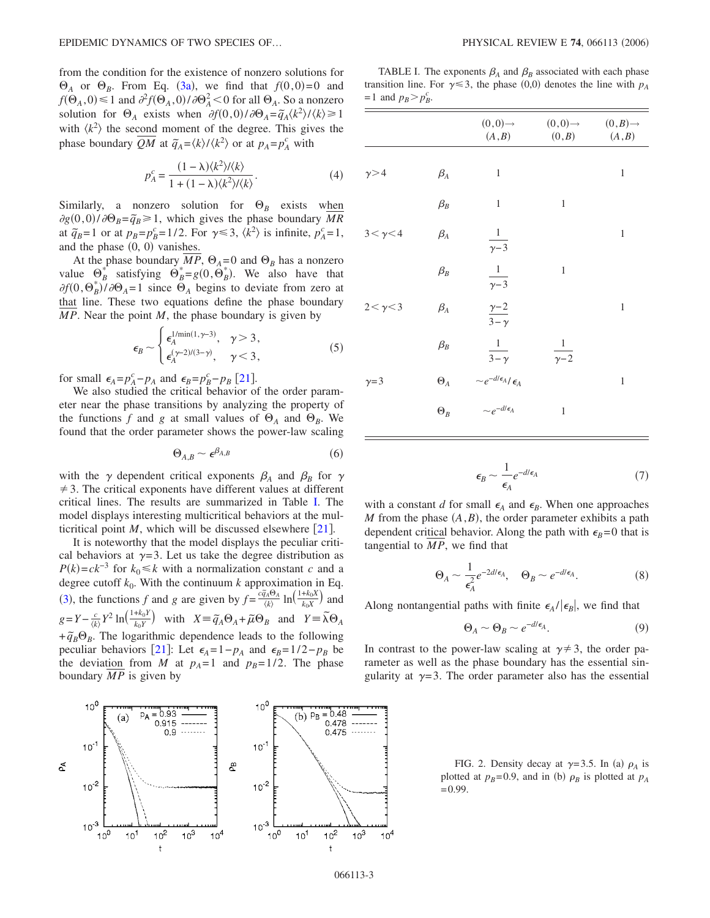from the condition for the existence of nonzero solutions for $\Theta_A$ or $\Theta_B$. From Eq. (3a), we find that $f(0,0)=0$ and $f(\Theta_A,0)\leq 1$ and $\partial^2 f(\Theta_A,0)/\partial\Theta_A^2<0$ for all $\Theta_A$. So a nonzero solution for $\Theta_A$ exists when $\partial f(0,0)/\partial\Theta_A=\tilde{q}_A\langle k^2\rangle/\langle k\rangle\geq 1$ with $\langle k^2\rangle$ the second moment of the degree. This gives the phase boundary $\overline{QM}$ at $\tilde{q}_A=\langle k\rangle/\langle k^2\rangle$ or at $p_A=p_A^c$ with

$$p_A^c=\frac{(1-\lambda)\langle k^2\rangle/\langle k\rangle}{1+(1-\lambda)\langle k^2\rangle/\langle k\rangle}. \tag{4}$$

Similarly, a nonzero solution for $\Theta_B$ exists when $\partial g(0,0)/\partial\Theta_B=\tilde{q}_B\geq 1$, which gives the phase boundary $\overline{MR}$ at $\tilde{q}_B=1$ or at $p_B=p_B^c=1/2$. For $\gamma\leq 3$, $\langle k^2\rangle$ is infinite, $p_A^c=1$, and the phase (0, 0) vanishes.

At the phase boundary $\overline{MP}$, $\Theta_A=0$ and $\Theta_B$ has a nonzero value $\Theta_B^*$ satisfying $\Theta_B^*=g(0,\Theta_B^*)$. We also have that $\partial f(0,\Theta_B^*)/\partial\Theta_A=1$ since $\Theta_A$ begins to deviate from zero at that line. These two equations define the phase boundary $\overline{MP}$. Near the point $M$, the phase boundary is given by

$$\epsilon_B\sim\begin{cases}\epsilon_A^{1/\min(1,\gamma-3)}, & \gamma>3,\\ \epsilon_A^{(\gamma-2)/(3-\gamma)}, & \gamma<3,\end{cases} \tag{5}$$

for small $\epsilon_A=p_A^c-p_A$ and $\epsilon_B=p_B^c-p_B$ [21].

We also studied the critical behavior of the order parameter near the phase transitions by analyzing the property of the functions $f$ and $g$ at small values of $\Theta_A$ and $\Theta_B$. We found that the order parameter shows the power-law scaling

$$\Theta_{A,B}\sim\epsilon^{\beta_{A,B}} \tag{6}$$

with the $\gamma$ dependent critical exponents $\beta_A$ and $\beta_B$ for $\gamma\neq 3$. The critical exponents have different values at different critical lines. The results are summarized in Table I. The model displays interesting multicritical behaviors at the multicritical point $M$, which will be discussed elsewhere [21].

It is noteworthy that the model displays the peculiar critical behaviors at $\gamma=3$. Let us take the degree distribution as $P(k)=ck^{-3}$ for $k_0\leq k$ with a normalization constant $c$ and a degree cutoff $k_0$. With the continuum $k$ approximation in Eq. (3), the functions $f$ and $g$ are given by $f=\frac{c\tilde{q}_A\Theta_A}{\langle k\rangle}\ln\left(\frac{1+k_0X}{k_0X}\right)$ and $g=Y-\frac{c}{\langle k\rangle}Y^2\ln\left(\frac{1+k_0Y}{k_0Y}\right)$ with $X\equiv\tilde{q}_A\Theta_A+\tilde{\mu}\Theta_B$ and $Y\equiv\tilde{\lambda}\Theta_A+\tilde{q}_B\Theta_B$. The logarithmic dependence leads to the following peculiar behaviors [21]: Let $\epsilon_A=1-p_A$ and $\epsilon_B=1/2-p_B$ be the deviation from $M$ at $p_A=1$ and $p_B=1/2$. The phase boundary $\overline{MP}$ is given by

$$\epsilon_B\sim\frac{1}{\epsilon_A}e^{-d/\epsilon_A} \tag{7}$$

with a constant $d$ for small $\epsilon_A$ and $\epsilon_B$. When one approaches $M$ from the phase $(A,B)$, the order parameter exhibits a path dependent critical behavior. Along the path with $\epsilon_B=0$ that is tangential to $\overline{MP}$, we find that

$$\Theta_A\sim\frac{1}{\epsilon_A^2}e^{-2d/\epsilon_A},\quad \Theta_B\sim e^{-d/\epsilon_A}. \tag{8}$$

Along nontangential paths with finite $\epsilon_A/|\epsilon_B|$, we find that

$$\Theta_A\sim\Theta_B\sim e^{-d/\epsilon_A}. \tag{9}$$

In contrast to the power-law scaling at $\gamma\neq 3$, the order parameter as well as the phase boundary has the essential singularity at $\gamma=3$. The order parameter also has the essential

TABLE I. The exponents $\beta_A$ and $\beta_B$ associated with each phase transition line. For $\gamma\leq 3$, the phase (0,0) denotes the line with $p_A=1$ and $p_B>p_B^c$.

| | | $(0,0)\to(A,B)$ | $(0,0)\to(0,B)$ | $(0,B)\to(A,B)$ |
|---|---|---|---|---|
| $\gamma>4$ | $\beta_A$ | 1 | | 1 |
| | $\beta_B$ | 1 | 1 | |
| $3<\gamma<4$ | $\beta_A$ | $\frac{1}{\gamma-3}$ | | 1 |
| | $\beta_B$ | $\frac{1}{\gamma-3}$ | 1 | |
| $2<\gamma<3$ | $\beta_A$ | $\frac{\gamma-2}{3-\gamma}$ | | 1 |
| | $\beta_B$ | $\frac{1}{3-\gamma}$ | $\frac{1}{\gamma-2}$ | |
| $\gamma=3$ | $\Theta_A$ | $\sim e^{-d/\epsilon_A}/\epsilon_A$ | | 1 |
| | $\Theta_B$ | $\sim e^{-d/\epsilon_A}$ | 1 | |

FIG. 2. Density decay at $\gamma=3.5$. In (a) $\rho_A$ is plotted at $p_B=0.9$, and in (b) $\rho_B$ is plotted at $p_A=0.99$.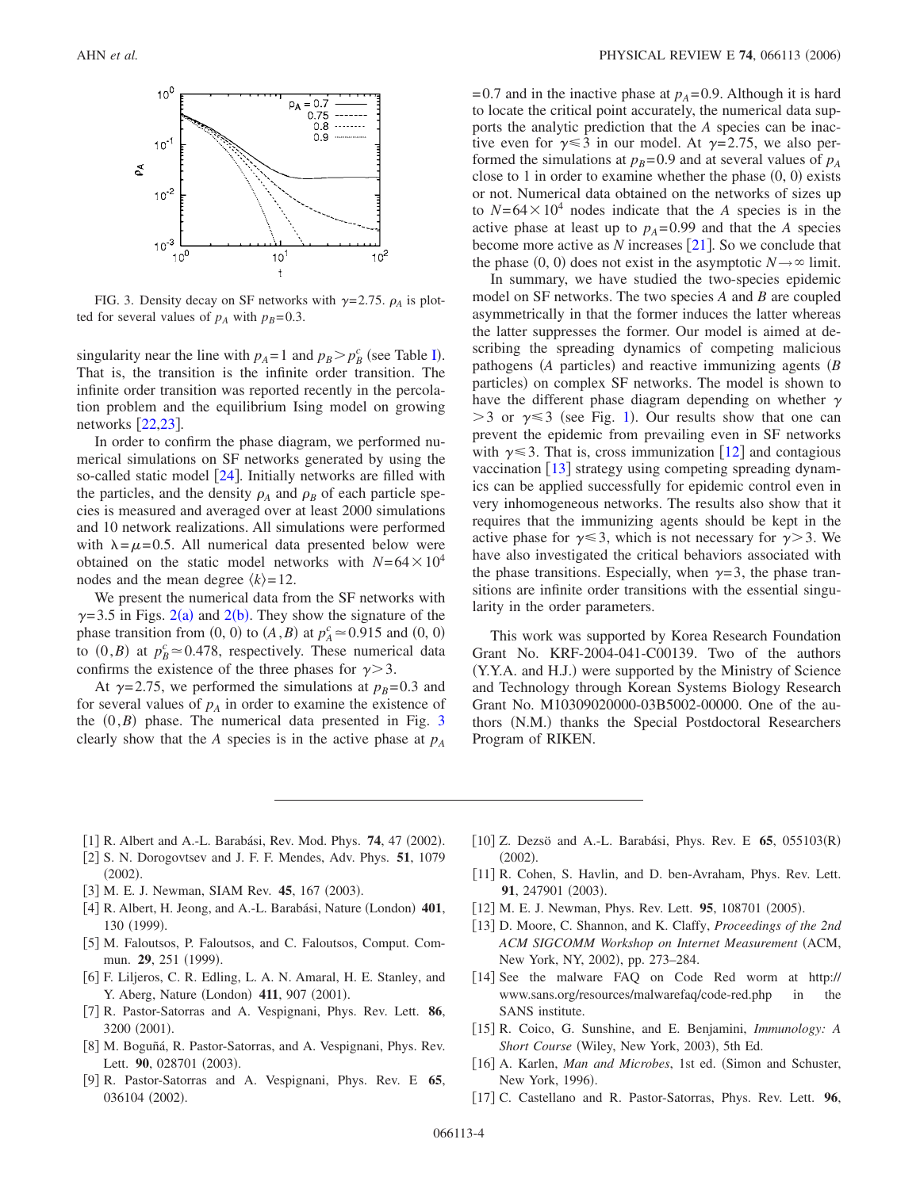FIG. 3. Density decay on SF networks with $\gamma=2.75$. $\rho_A$ is plotted for several values of $p_A$ with $p_B=0.3$.

singularity near the line with $p_A=1$ and $p_B>p_B^c$ (see Table I). That is, the transition is the infinite order transition. The infinite order transition was reported recently in the percolation problem and the equilibrium Ising model on growing networks [22,23].

In order to confirm the phase diagram, we performed numerical simulations on SF networks generated by using the so-called static model [24]. Initially networks are filled with the particles, and the density $\rho_A$ and $\rho_B$ of each particle species is measured and averaged over at least 2000 simulations and 10 network realizations. All simulations were performed with $\lambda=\mu=0.5$. All numerical data presented below were obtained on the static model networks with $N=64\times 10^4$ nodes and the mean degree $\langle k\rangle=12$.

We present the numerical data from the SF networks with $\gamma=3.5$ in Figs. 2(a) and 2(b). They show the signature of the phase transition from (0, 0) to $(A,B)$ at $p_A^c\simeq 0.915$ and (0, 0) to $(0,B)$ at $p_B^c\simeq 0.478$, respectively. These numerical data confirms the existence of the three phases for $\gamma>3$.

At $\gamma=2.75$, we performed the simulations at $p_B=0.3$ and for several values of $p_A$ in order to examine the existence of the $(0,B)$ phase. The numerical data presented in Fig. 3 clearly show that the $A$ species is in the active phase at $p_A=0.7$ and in the inactive phase at $p_A=0.9$. Although it is hard to locate the critical point accurately, the numerical data supports the analytic prediction that the $A$ species can be inactive even for $\gamma\leqslant 3$ in our model. At $\gamma=2.75$, we also performed the simulations at $p_B=0.9$ and at several values of $p_A$ close to 1 in order to examine whether the phase (0, 0) exists or not. Numerical data obtained on the networks of sizes up to $N=64\times 10^4$ nodes indicate that the $A$ species is in the active phase at least up to $p_A=0.99$ and that the $A$ species become more active as $N$ increases [21]. So we conclude that the phase (0, 0) does not exist in the asymptotic $N\to\infty$ limit.

In summary, we have studied the two-species epidemic model on SF networks. The two species $A$ and $B$ are coupled asymmetrically in that the former induces the latter whereas the latter suppresses the former. Our model is aimed at describing the spreading dynamics of competing malicious pathogens ($A$ particles) and reactive immunizing agents ($B$ particles) on complex SF networks. The model is shown to have the different phase diagram depending on whether $\gamma>3$ or $\gamma\leqslant 3$ (see Fig. 1). Our results show that one can prevent the epidemic from prevailing even in SF networks with $\gamma\leqslant 3$. That is, cross immunization [12] and contagious vaccination [13] strategy using competing spreading dynamics can be applied successfully for epidemic control even in very inhomogeneous networks. The results also show that it requires that the immunizing agents should be kept in the active phase for $\gamma\leqslant 3$, which is not necessary for $\gamma>3$. We have also investigated the critical behaviors associated with the phase transitions. Especially, when $\gamma=3$, the phase transitions are infinite order transitions with the essential singularity in the order parameters.

This work was supported by Korea Research Foundation Grant No. KRF-2004-041-C00139. Two of the authors (Y.Y.A. and H.J.) were supported by the Ministry of Science and Technology through Korean Systems Biology Research Grant No. M10309020000-03B5002-00000. One of the authors (N.M.) thanks the Special Postdoctoral Researchers Program of RIKEN.

---

[1] R. Albert and A.-L. Barabási, Rev. Mod. Phys. **74**, 47 (2002).
[2] S. N. Dorogovtsev and J. F. F. Mendes, Adv. Phys. **51**, 1079 (2002).
[3] M. E. J. Newman, SIAM Rev. **45**, 167 (2003).
[4] R. Albert, H. Jeong, and A.-L. Barabási, Nature (London) **401**, 130 (1999).
[5] M. Faloutsos, P. Faloutsos, and C. Faloutsos, Comput. Commun. **29**, 251 (1999).
[6] F. Liljeros, C. R. Edling, L. A. N. Amaral, H. E. Stanley, and Y. Aberg, Nature (London) **411**, 907 (2001).
[7] R. Pastor-Satorras and A. Vespignani, Phys. Rev. Lett. **86**, 3200 (2001).
[8] M. Boguñá, R. Pastor-Satorras, and A. Vespignani, Phys. Rev. Lett. **90**, 028701 (2003).
[9] R. Pastor-Satorras and A. Vespignani, Phys. Rev. E **65**, 036104 (2002).
[10] Z. Dezsö and A.-L. Barabási, Phys. Rev. E **65**, 055103(R) (2002).
[11] R. Cohen, S. Havlin, and D. ben-Avraham, Phys. Rev. Lett. **91**, 247901 (2003).
[12] M. E. J. Newman, Phys. Rev. Lett. **95**, 108701 (2005).
[13] D. Moore, C. Shannon, and K. Claffy, *Proceedings of the 2nd ACM SIGCOMM Workshop on Internet Measurement* (ACM, New York, NY, 2002), pp. 273–284.
[14] See the malware FAQ on Code Red worm at http://www.sans.org/resources/malwarefaq/code-red.php in the SANS institute.
[15] R. Coico, G. Sunshine, and E. Benjamini, *Immunology: A Short Course* (Wiley, New York, 2003), 5th Ed.
[16] A. Karlen, *Man and Microbes*, 1st ed. (Simon and Schuster, New York, 1996).
[17] C. Castellano and R. Pastor-Satorras, Phys. Rev. Lett. **96**,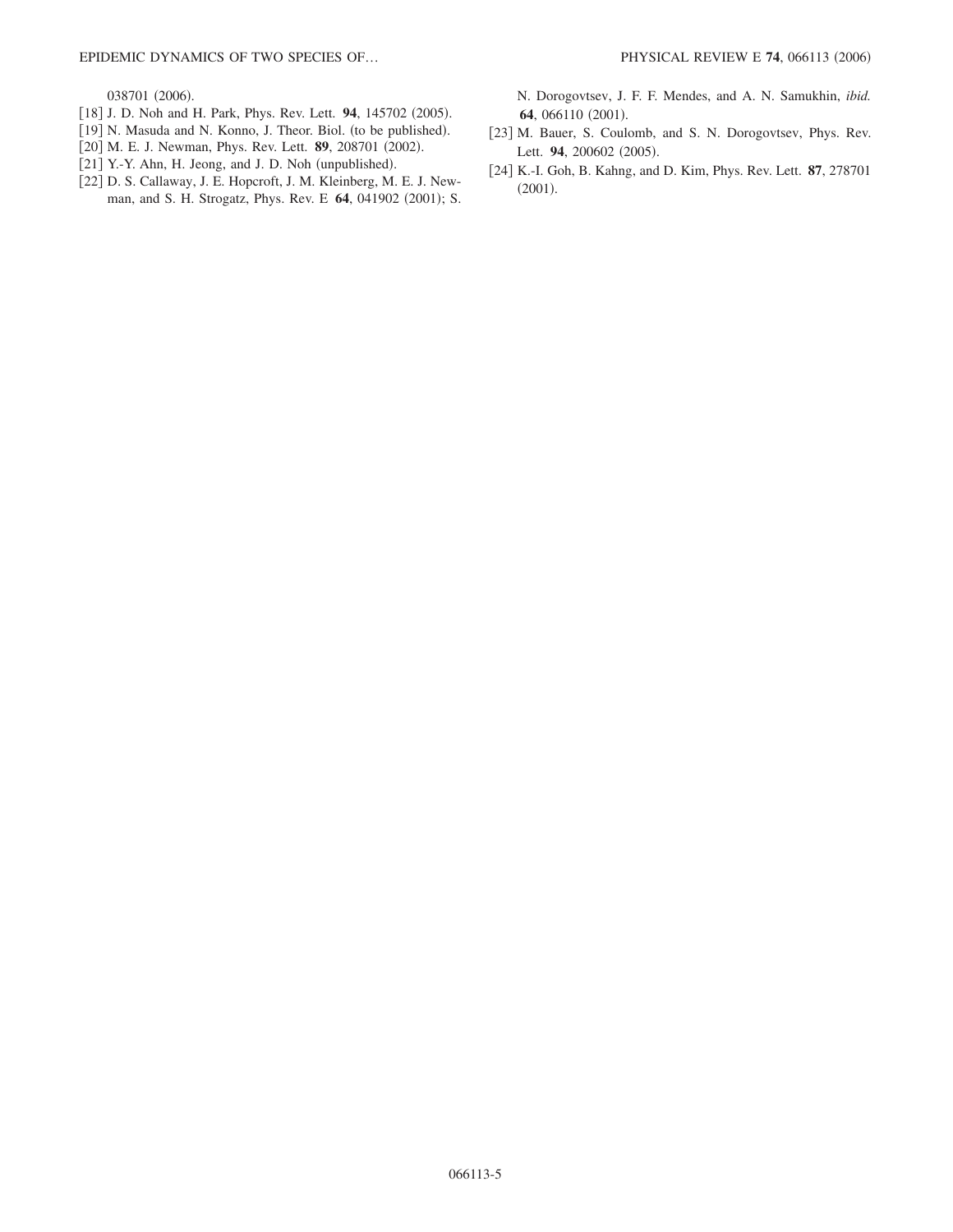038701 (2006).

[18] J. D. Noh and H. Park, Phys. Rev. Lett. **94**, 145702 (2005).

[19] N. Masuda and N. Konno, J. Theor. Biol. (to be published).

[20] M. E. J. Newman, Phys. Rev. Lett. **89**, 208701 (2002).

[21] Y.-Y. Ahn, H. Jeong, and J. D. Noh (unpublished).

[22] D. S. Callaway, J. E. Hopcroft, J. M. Kleinberg, M. E. J. Newman, and S. H. Strogatz, Phys. Rev. E **64**, 041902 (2001); S. N. Dorogovtsev, J. F. F. Mendes, and A. N. Samukhin, *ibid.* **64**, 066110 (2001).

[23] M. Bauer, S. Coulomb, and S. N. Dorogovtsev, Phys. Rev. Lett. **94**, 200602 (2005).

[24] K.-I. Goh, B. Kahng, and D. Kim, Phys. Rev. Lett. **87**, 278701 (2001).